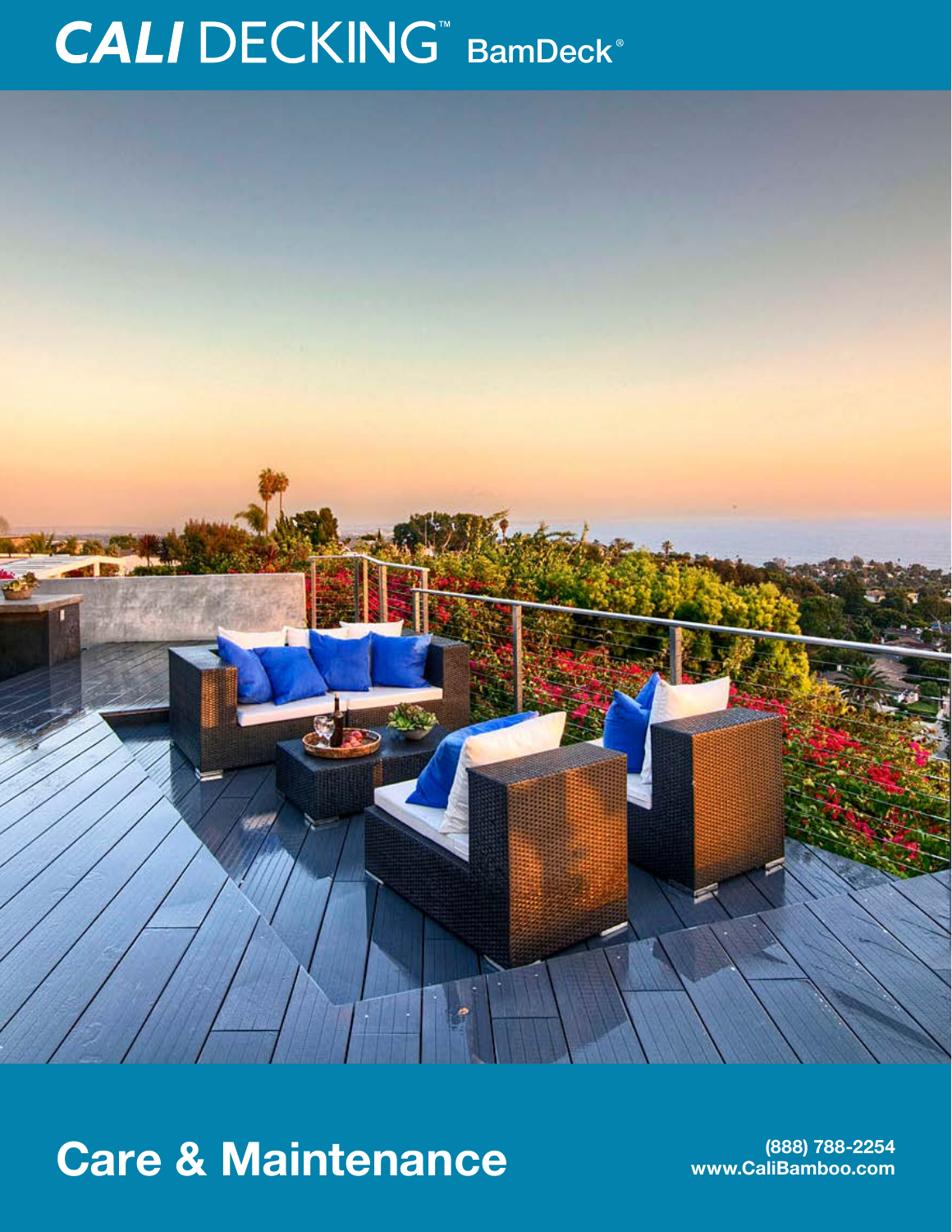# CALI DECKING™ BamDeck®

# Care & Maintenance

(888) 788-2254
www.CaliBamboo.com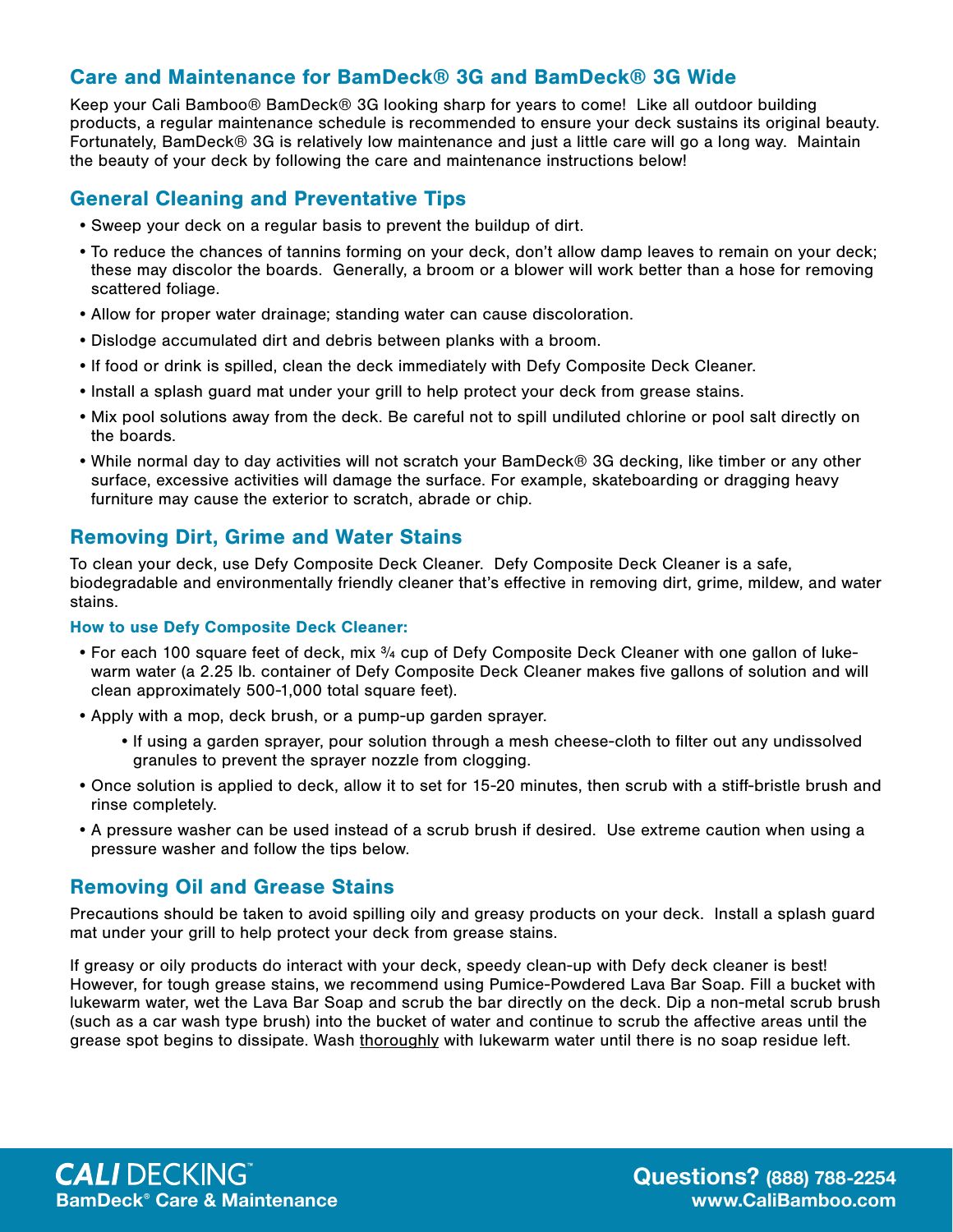## Care and Maintenance for BamDeck® 3G and BamDeck® 3G Wide

Keep your Cali Bamboo® BamDeck® 3G looking sharp for years to come! Like all outdoor building products, a regular maintenance schedule is recommended to ensure your deck sustains its original beauty. Fortunately, BamDeck® 3G is relatively low maintenance and just a little care will go a long way. Maintain the beauty of your deck by following the care and maintenance instructions below!

## General Cleaning and Preventative Tips

- Sweep your deck on a regular basis to prevent the buildup of dirt.
- To reduce the chances of tannins forming on your deck, don't allow damp leaves to remain on your deck; these may discolor the boards. Generally, a broom or a blower will work better than a hose for removing scattered foliage.
- Allow for proper water drainage; standing water can cause discoloration.
- Dislodge accumulated dirt and debris between planks with a broom.
- If food or drink is spilled, clean the deck immediately with Defy Composite Deck Cleaner.
- Install a splash guard mat under your grill to help protect your deck from grease stains.
- Mix pool solutions away from the deck. Be careful not to spill undiluted chlorine or pool salt directly on the boards.
- While normal day to day activities will not scratch your BamDeck® 3G decking, like timber or any other surface, excessive activities will damage the surface. For example, skateboarding or dragging heavy furniture may cause the exterior to scratch, abrade or chip.

## Removing Dirt, Grime and Water Stains

To clean your deck, use Defy Composite Deck Cleaner. Defy Composite Deck Cleaner is a safe, biodegradable and environmentally friendly cleaner that's effective in removing dirt, grime, mildew, and water stains.

### How to use Defy Composite Deck Cleaner:

- For each 100 square feet of deck, mix ¾ cup of Defy Composite Deck Cleaner with one gallon of lukewarm water (a 2.25 lb. container of Defy Composite Deck Cleaner makes five gallons of solution and will clean approximately 500-1,000 total square feet).
- Apply with a mop, deck brush, or a pump-up garden sprayer.
  - If using a garden sprayer, pour solution through a mesh cheese-cloth to filter out any undissolved granules to prevent the sprayer nozzle from clogging.
- Once solution is applied to deck, allow it to set for 15-20 minutes, then scrub with a stiff-bristle brush and rinse completely.
- A pressure washer can be used instead of a scrub brush if desired. Use extreme caution when using a pressure washer and follow the tips below.

## Removing Oil and Grease Stains

Precautions should be taken to avoid spilling oily and greasy products on your deck. Install a splash guard mat under your grill to help protect your deck from grease stains.

If greasy or oily products do interact with your deck, speedy clean-up with Defy deck cleaner is best! However, for tough grease stains, we recommend using Pumice-Powdered Lava Bar Soap. Fill a bucket with lukewarm water, wet the Lava Bar Soap and scrub the bar directly on the deck. Dip a non-metal scrub brush (such as a car wash type brush) into the bucket of water and continue to scrub the affective areas until the grease spot begins to dissipate. Wash thoroughly with lukewarm water until there is no soap residue left.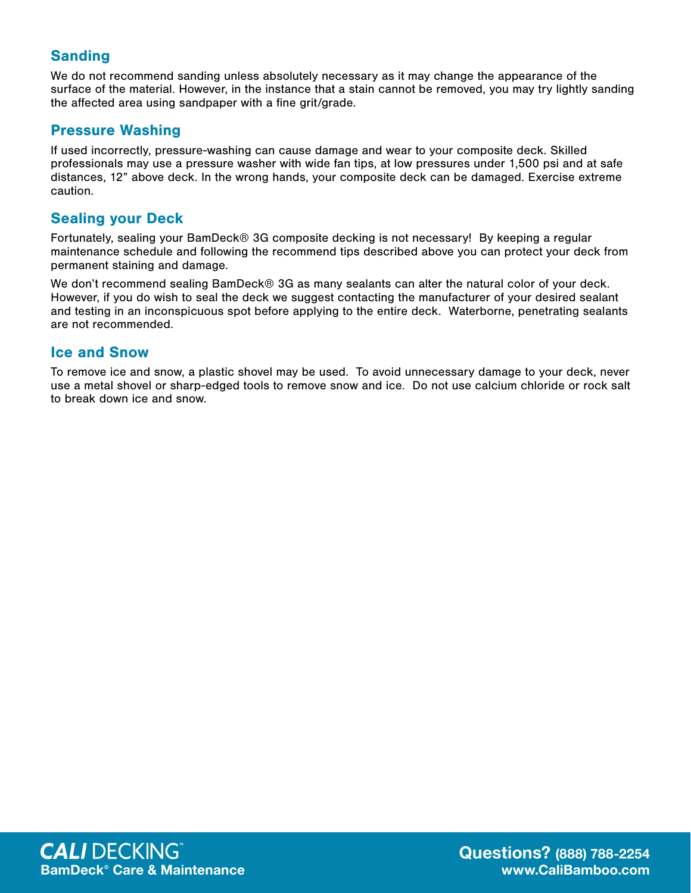## Sanding

We do not recommend sanding unless absolutely necessary as it may change the appearance of the surface of the material. However, in the instance that a stain cannot be removed, you may try lightly sanding the affected area using sandpaper with a fine grit/grade.

## Pressure Washing

If used incorrectly, pressure-washing can cause damage and wear to your composite deck. Skilled professionals may use a pressure washer with wide fan tips, at low pressures under 1,500 psi and at safe distances, 12" above deck. In the wrong hands, your composite deck can be damaged. Exercise extreme caution.

## Sealing your Deck

Fortunately, sealing your BamDeck® 3G composite decking is not necessary!  By keeping a regular maintenance schedule and following the recommend tips described above you can protect your deck from permanent staining and damage.

We don't recommend sealing BamDeck® 3G as many sealants can alter the natural color of your deck. However, if you do wish to seal the deck we suggest contacting the manufacturer of your desired sealant and testing in an inconspicuous spot before applying to the entire deck.  Waterborne, penetrating sealants are not recommended.

## Ice and Snow

To remove ice and snow, a plastic shovel may be used.  To avoid unnecessary damage to your deck, never use a metal shovel or sharp-edged tools to remove snow and ice.  Do not use calcium chloride or rock salt to break down ice and snow.